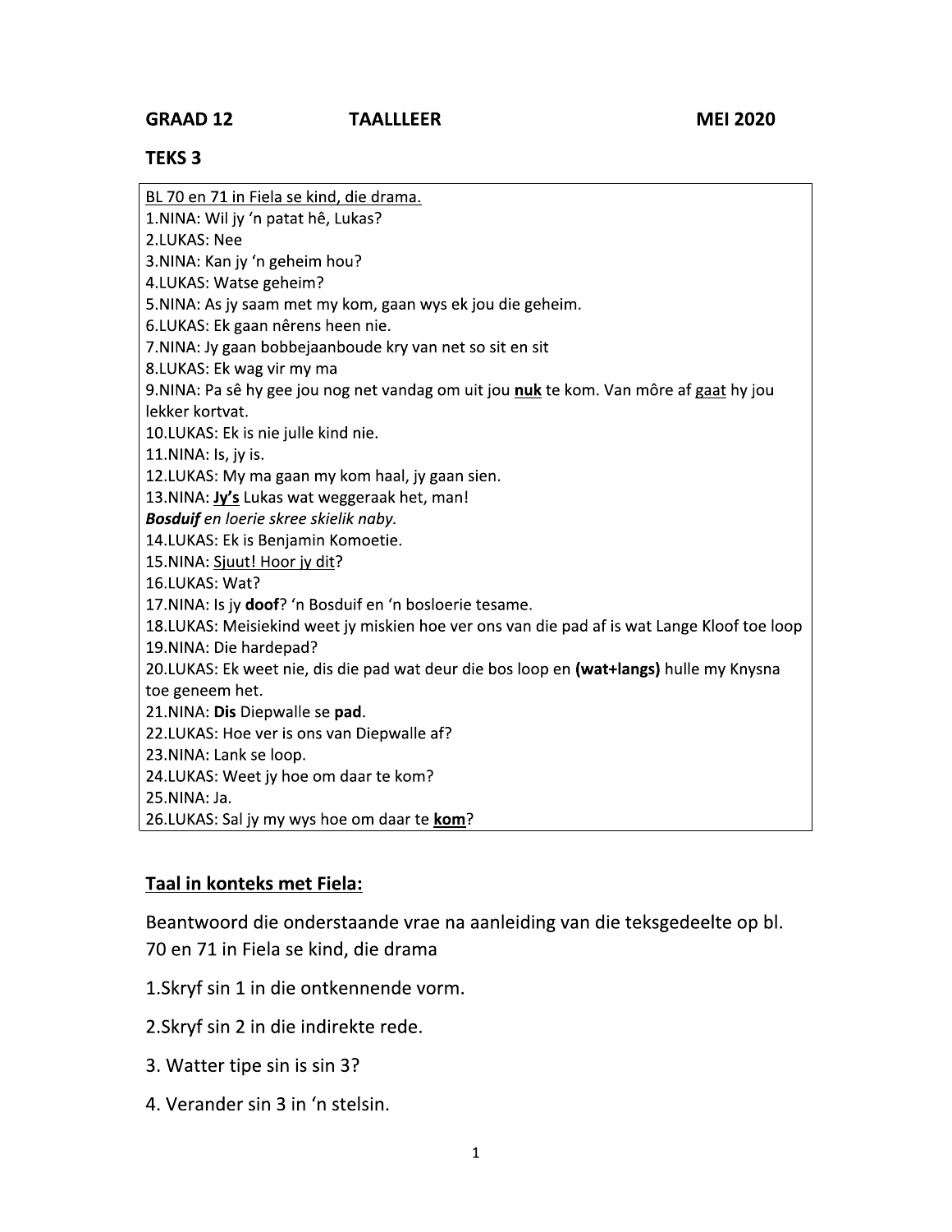**GRAAD 12 TAALLLEER MEI 2020**

## TEKS 3

<u>BL 70 en 71 in Fiela se kind, die drama.</u>
1.NINA: Wil jy 'n patat hê, Lukas?
2.LUKAS: Nee
3.NINA: Kan jy 'n geheim hou?
4.LUKAS: Watse geheim?
5.NINA: As jy saam met my kom, gaan wys ek jou die geheim.
6.LUKAS: Ek gaan nêrens heen nie.
7.NINA: Jy gaan bobbejaanboude kry van net so sit en sit
8.LUKAS: Ek wag vir my ma
9.NINA: Pa sê hy gee jou nog net vandag om uit jou <u>**nuk**</u> te kom. Van môre af <u>gaat</u> hy jou lekker kortvat.
10.LUKAS: Ek is nie julle kind nie.
11.NINA: Is, jy is.
12.LUKAS: My ma gaan my kom haal, jy gaan sien.
13.NINA: <u>**Jy's**</u> Lukas wat weggeraak het, man!
***Bosduif*** *en loerie skree skielik naby.*
14.LUKAS: Ek is Benjamin Komoetie.
15.NINA: <u>Sjuut! Hoor jy dit</u>?
16.LUKAS: Wat?
17.NINA: Is jy **doof**? 'n Bosduif en 'n bosloerie tesame.
18.LUKAS: Meisiekind weet jy miskien hoe ver ons van die pad af is wat Lange Kloof toe loop
19.NINA: Die hardepad?
20.LUKAS: Ek weet nie, dis die pad wat deur die bos loop en **(wat+langs)** hulle my Knysna toe geneem het.
21.NINA: **Dis** Diepwalle se **pad**.
22.LUKAS: Hoe ver is ons van Diepwalle af?
23.NINA: Lank se loop.
24.LUKAS: Weet jy hoe om daar te kom?
25.NINA: Ja.
26.LUKAS: Sal jy my wys hoe om daar te <u>**kom**</u>?

## <u>Taal in konteks met Fiela:</u>

Beantwoord die onderstaande vrae na aanleiding van die teksgedeelte op bl. 70 en 71 in Fiela se kind, die drama

1.Skryf sin 1 in die ontkennende vorm.

2.Skryf sin 2 in die indirekte rede.

3. Watter tipe sin is sin 3?

4. Verander sin 3 in 'n stelsin.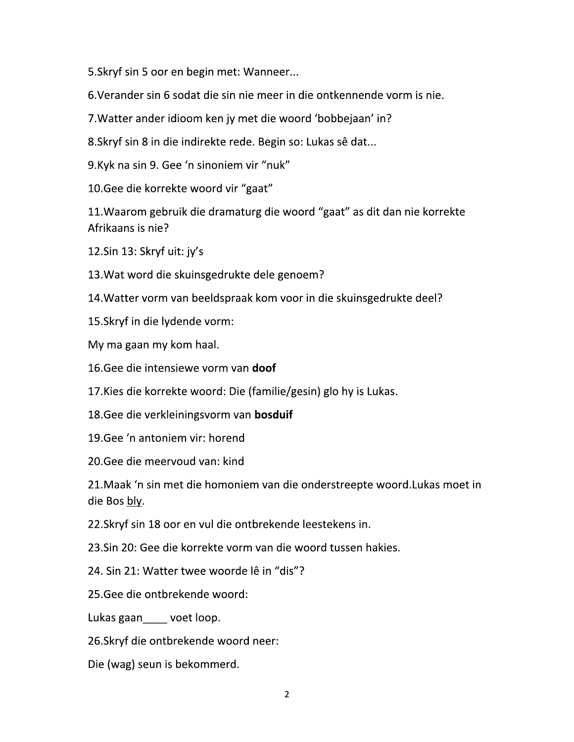5.Skryf sin 5 oor en begin met: Wanneer...

6.Verander sin 6 sodat die sin nie meer in die ontkennende vorm is nie.

7.Watter ander idioom ken jy met die woord 'bobbejaan' in?

8.Skryf sin 8 in die indirekte rede. Begin so: Lukas sê dat...

9.Kyk na sin 9. Gee 'n sinoniem vir "nuk"

10.Gee die korrekte woord vir "gaat"

11.Waarom gebruik die dramaturg die woord "gaat" as dit dan nie korrekte Afrikaans is nie?

12.Sin 13: Skryf uit: jy's

13.Wat word die skuinsgedrukte dele genoem?

14.Watter vorm van beeldspraak kom voor in die skuinsgedrukte deel?

15.Skryf in die lydende vorm:

My ma gaan my kom haal.

16.Gee die intensiewe vorm van **doof**

17.Kies die korrekte woord: Die (familie/gesin) glo hy is Lukas.

18.Gee die verkleiningsvorm van **bosduif**

19.Gee 'n antoniem vir: horend

20.Gee die meervoud van: kind

21.Maak 'n sin met die homoniem van die onderstreepte woord.Lukas moet in die Bos <u>bly</u>.

22.Skryf sin 18 oor en vul die ontbrekende leestekens in.

23.Sin 20: Gee die korrekte vorm van die woord tussen hakies.

24. Sin 21: Watter twee woorde lê in "dis"?

25.Gee die ontbrekende woord:

Lukas gaan____ voet loop.

26.Skryf die ontbrekende woord neer:

Die (wag) seun is bekommerd.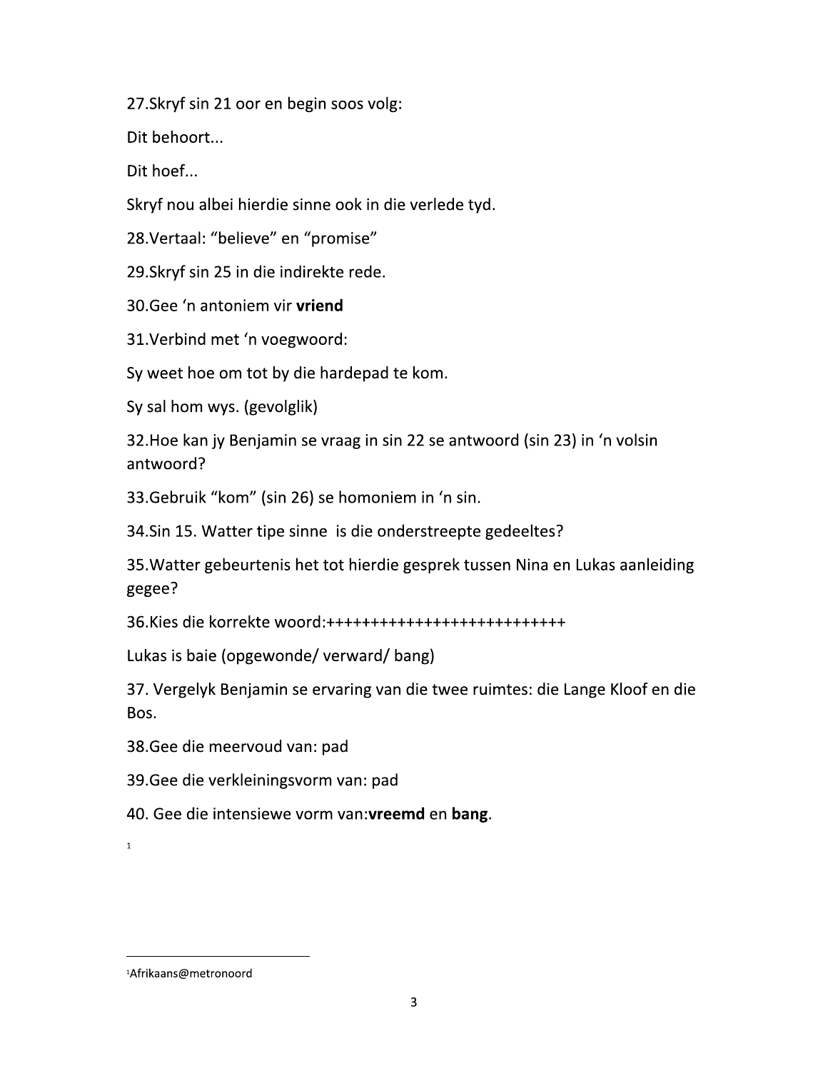27.Skryf sin 21 oor en begin soos volg:

Dit behoort...

Dit hoef...

Skryf nou albei hierdie sinne ook in die verlede tyd.

28.Vertaal: “believe” en “promise”

29.Skryf sin 25 in die indirekte rede.

30.Gee ‘n antoniem vir **vriend**

31.Verbind met ‘n voegwoord:

Sy weet hoe om tot by die hardepad te kom.

Sy sal hom wys. (gevolglik)

32.Hoe kan jy Benjamin se vraag in sin 22 se antwoord (sin 23) in ‘n volsin antwoord?

33.Gebruik “kom” (sin 26) se homoniem in ‘n sin.

34.Sin 15. Watter tipe sinne is die onderstreepte gedeeltes?

35.Watter gebeurtenis het tot hierdie gesprek tussen Nina en Lukas aanleiding gegee?

36.Kies die korrekte woord:+++++++++++++++++++++++++++

Lukas is baie (opgewonde/ verward/ bang)

37. Vergelyk Benjamin se ervaring van die twee ruimtes: die Lange Kloof en die Bos.

38.Gee die meervoud van: pad

39.Gee die verkleiningsvorm van: pad

40. Gee die intensiewe vorm van:**vreemd** en **bang**.

[1]

[1] Afrikaans@metronoord